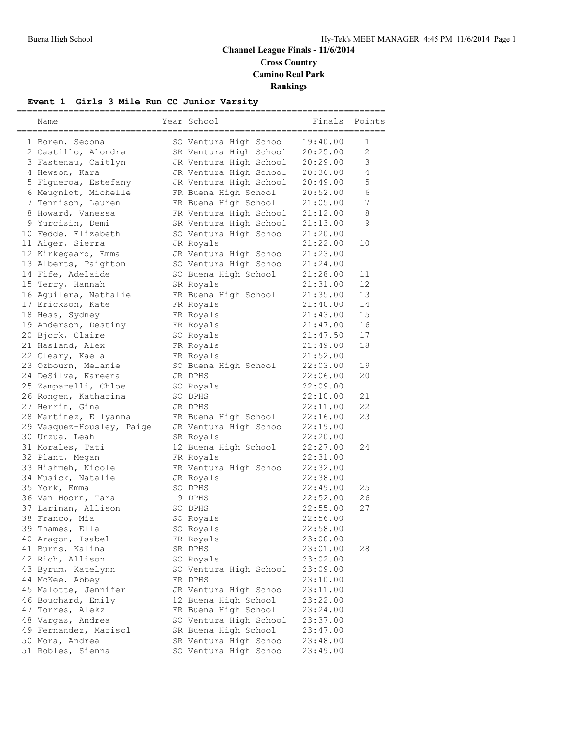# Channel League Finals - 11/6/2014

## Cross Country

## Camino Real Park

## Rankings

### Event 1 Girls 3 Mile Run CC Junior Varsity

| | Name | Year | School | Finals | Points |
|---|---|---|---|---|---|
| 1 | Boren, Sedona | SO | Ventura High School | 19:40.00 | 1 |
| 2 | Castillo, Alondra | SR | Ventura High School | 20:25.00 | 2 |
| 3 | Fastenau, Caitlyn | JR | Ventura High School | 20:29.00 | 3 |
| 4 | Hewson, Kara | JR | Ventura High School | 20:36.00 | 4 |
| 5 | Figueroa, Estefany | JR | Ventura High School | 20:49.00 | 5 |
| 6 | Meugniot, Michelle | FR | Buena High School | 20:52.00 | 6 |
| 7 | Tennison, Lauren | FR | Buena High School | 21:05.00 | 7 |
| 8 | Howard, Vanessa | FR | Ventura High School | 21:12.00 | 8 |
| 9 | Yurcisin, Demi | SR | Ventura High School | 21:13.00 | 9 |
| 10 | Fedde, Elizabeth | SO | Ventura High School | 21:20.00 | |
| 11 | Aiger, Sierra | JR | Royals | 21:22.00 | 10 |
| 12 | Kirkegaard, Emma | JR | Ventura High School | 21:23.00 | |
| 13 | Alberts, Paighton | SO | Ventura High School | 21:24.00 | |
| 14 | Fife, Adelaide | SO | Buena High School | 21:28.00 | 11 |
| 15 | Terry, Hannah | SR | Royals | 21:31.00 | 12 |
| 16 | Aguilera, Nathalie | FR | Buena High School | 21:35.00 | 13 |
| 17 | Erickson, Kate | FR | Royals | 21:40.00 | 14 |
| 18 | Hess, Sydney | FR | Royals | 21:43.00 | 15 |
| 19 | Anderson, Destiny | FR | Royals | 21:47.00 | 16 |
| 20 | Bjork, Claire | SO | Royals | 21:47.50 | 17 |
| 21 | Hasland, Alex | FR | Royals | 21:49.00 | 18 |
| 22 | Cleary, Kaela | FR | Royals | 21:52.00 | |
| 23 | Ozbourn, Melanie | SO | Buena High School | 22:03.00 | 19 |
| 24 | DeSilva, Kareena | JR | DPHS | 22:06.00 | 20 |
| 25 | Zamparelli, Chloe | SO | Royals | 22:09.00 | |
| 26 | Rongen, Katharina | SO | DPHS | 22:10.00 | 21 |
| 27 | Herrin, Gina | JR | DPHS | 22:11.00 | 22 |
| 28 | Martinez, Ellyanna | FR | Buena High School | 22:16.00 | 23 |
| 29 | Vasquez-Housley, Paige | JR | Ventura High School | 22:19.00 | |
| 30 | Urzua, Leah | SR | Royals | 22:20.00 | |
| 31 | Morales, Tati | 12 | Buena High School | 22:27.00 | 24 |
| 32 | Plant, Megan | FR | Royals | 22:31.00 | |
| 33 | Hishmeh, Nicole | FR | Ventura High School | 22:32.00 | |
| 34 | Musick, Natalie | JR | Royals | 22:38.00 | |
| 35 | York, Emma | SO | DPHS | 22:49.00 | 25 |
| 36 | Van Hoorn, Tara | 9 | DPHS | 22:52.00 | 26 |
| 37 | Larinan, Allison | SO | DPHS | 22:55.00 | 27 |
| 38 | Franco, Mia | SO | Royals | 22:56.00 | |
| 39 | Thames, Ella | SO | Royals | 22:58.00 | |
| 40 | Aragon, Isabel | FR | Royals | 23:00.00 | |
| 41 | Burns, Kalina | SR | DPHS | 23:01.00 | 28 |
| 42 | Rich, Allison | SO | Royals | 23:02.00 | |
| 43 | Byrum, Katelynn | SO | Ventura High School | 23:09.00 | |
| 44 | McKee, Abbey | FR | DPHS | 23:10.00 | |
| 45 | Malotte, Jennifer | JR | Ventura High School | 23:11.00 | |
| 46 | Bouchard, Emily | 12 | Buena High School | 23:22.00 | |
| 47 | Torres, Alekz | FR | Buena High School | 23:24.00 | |
| 48 | Vargas, Andrea | SO | Ventura High School | 23:37.00 | |
| 49 | Fernandez, Marisol | SR | Buena High School | 23:47.00 | |
| 50 | Mora, Andrea | SR | Ventura High School | 23:48.00 | |
| 51 | Robles, Sienna | SO | Ventura High School | 23:49.00 | |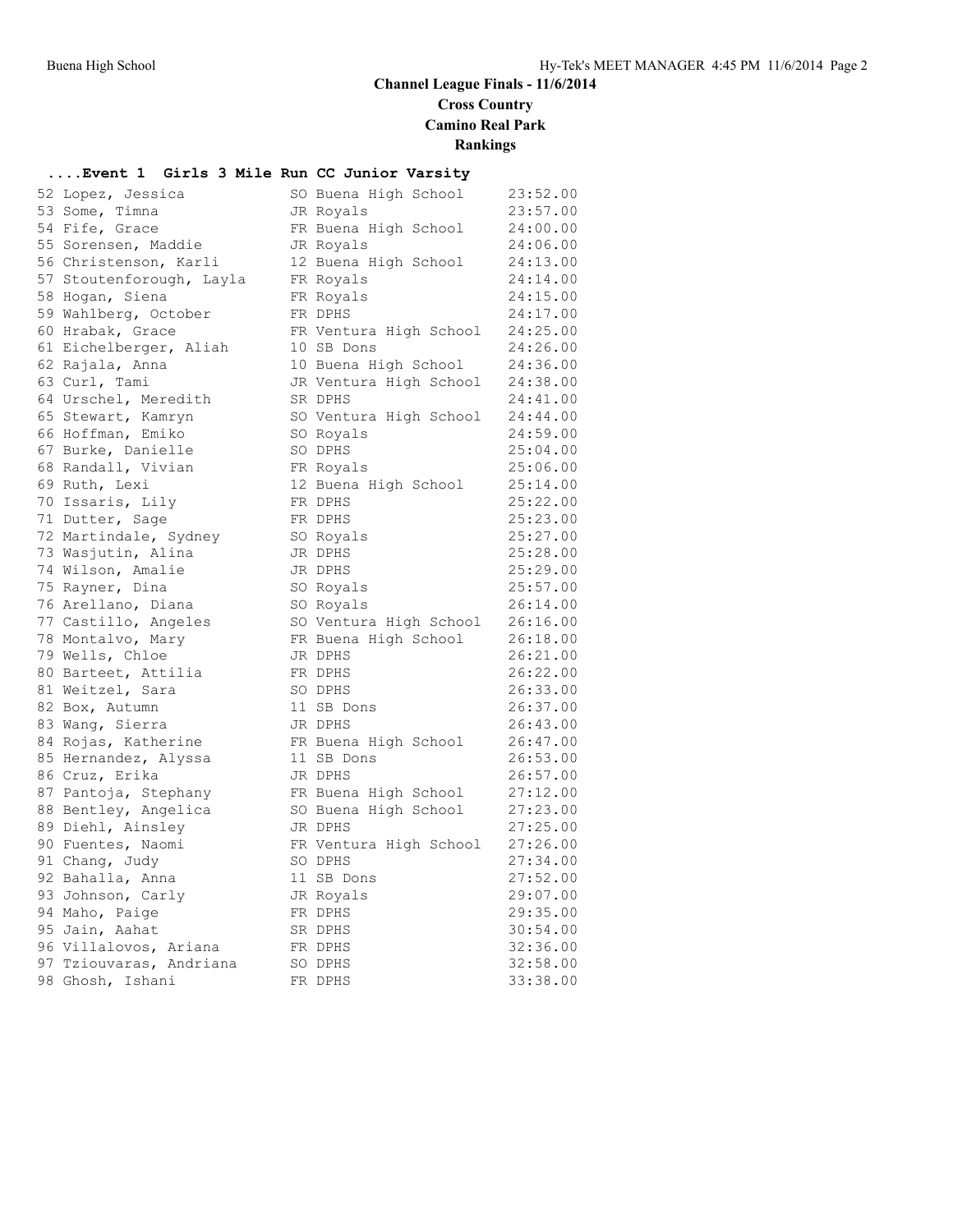## Channel League Finals - 11/6/2014

## Cross Country

## Camino Real Park

## Rankings

### ....Event 1 Girls 3 Mile Run CC Junior Varsity

| Place | Name | Year | School | Time |
|---|---|---|---|---|
| 52 | Lopez, Jessica | SO | Buena High School | 23:52.00 |
| 53 | Some, Timna | JR | Royals | 23:57.00 |
| 54 | Fife, Grace | FR | Buena High School | 24:00.00 |
| 55 | Sorensen, Maddie | JR | Royals | 24:06.00 |
| 56 | Christenson, Karli | 12 | Buena High School | 24:13.00 |
| 57 | Stoutenforough, Layla | FR | Royals | 24:14.00 |
| 58 | Hogan, Siena | FR | Royals | 24:15.00 |
| 59 | Wahlberg, October | FR | DPHS | 24:17.00 |
| 60 | Hrabak, Grace | FR | Ventura High School | 24:25.00 |
| 61 | Eichelberger, Aliah | 10 | SB Dons | 24:26.00 |
| 62 | Rajala, Anna | 10 | Buena High School | 24:36.00 |
| 63 | Curl, Tami | JR | Ventura High School | 24:38.00 |
| 64 | Urschel, Meredith | SR | DPHS | 24:41.00 |
| 65 | Stewart, Kamryn | SO | Ventura High School | 24:44.00 |
| 66 | Hoffman, Emiko | SO | Royals | 24:59.00 |
| 67 | Burke, Danielle | SO | DPHS | 25:04.00 |
| 68 | Randall, Vivian | FR | Royals | 25:06.00 |
| 69 | Ruth, Lexi | 12 | Buena High School | 25:14.00 |
| 70 | Issaris, Lily | FR | DPHS | 25:22.00 |
| 71 | Dutter, Sage | FR | DPHS | 25:23.00 |
| 72 | Martindale, Sydney | SO | Royals | 25:27.00 |
| 73 | Wasjutin, Alina | JR | DPHS | 25:28.00 |
| 74 | Wilson, Amalie | JR | DPHS | 25:29.00 |
| 75 | Rayner, Dina | SO | Royals | 25:57.00 |
| 76 | Arellano, Diana | SO | Royals | 26:14.00 |
| 77 | Castillo, Angeles | SO | Ventura High School | 26:16.00 |
| 78 | Montalvo, Mary | FR | Buena High School | 26:18.00 |
| 79 | Wells, Chloe | JR | DPHS | 26:21.00 |
| 80 | Barteet, Attilia | FR | DPHS | 26:22.00 |
| 81 | Weitzel, Sara | SO | DPHS | 26:33.00 |
| 82 | Box, Autumn | 11 | SB Dons | 26:37.00 |
| 83 | Wang, Sierra | JR | DPHS | 26:43.00 |
| 84 | Rojas, Katherine | FR | Buena High School | 26:47.00 |
| 85 | Hernandez, Alyssa | 11 | SB Dons | 26:53.00 |
| 86 | Cruz, Erika | JR | DPHS | 26:57.00 |
| 87 | Pantoja, Stephany | FR | Buena High School | 27:12.00 |
| 88 | Bentley, Angelica | SO | Buena High School | 27:23.00 |
| 89 | Diehl, Ainsley | JR | DPHS | 27:25.00 |
| 90 | Fuentes, Naomi | FR | Ventura High School | 27:26.00 |
| 91 | Chang, Judy | SO | DPHS | 27:34.00 |
| 92 | Bahalla, Anna | 11 | SB Dons | 27:52.00 |
| 93 | Johnson, Carly | JR | Royals | 29:07.00 |
| 94 | Maho, Paige | FR | DPHS | 29:35.00 |
| 95 | Jain, Aahat | SR | DPHS | 30:54.00 |
| 96 | Villalovos, Ariana | FR | DPHS | 32:36.00 |
| 97 | Tziouvaras, Andriana | SO | DPHS | 32:58.00 |
| 98 | Ghosh, Ishani | FR | DPHS | 33:38.00 |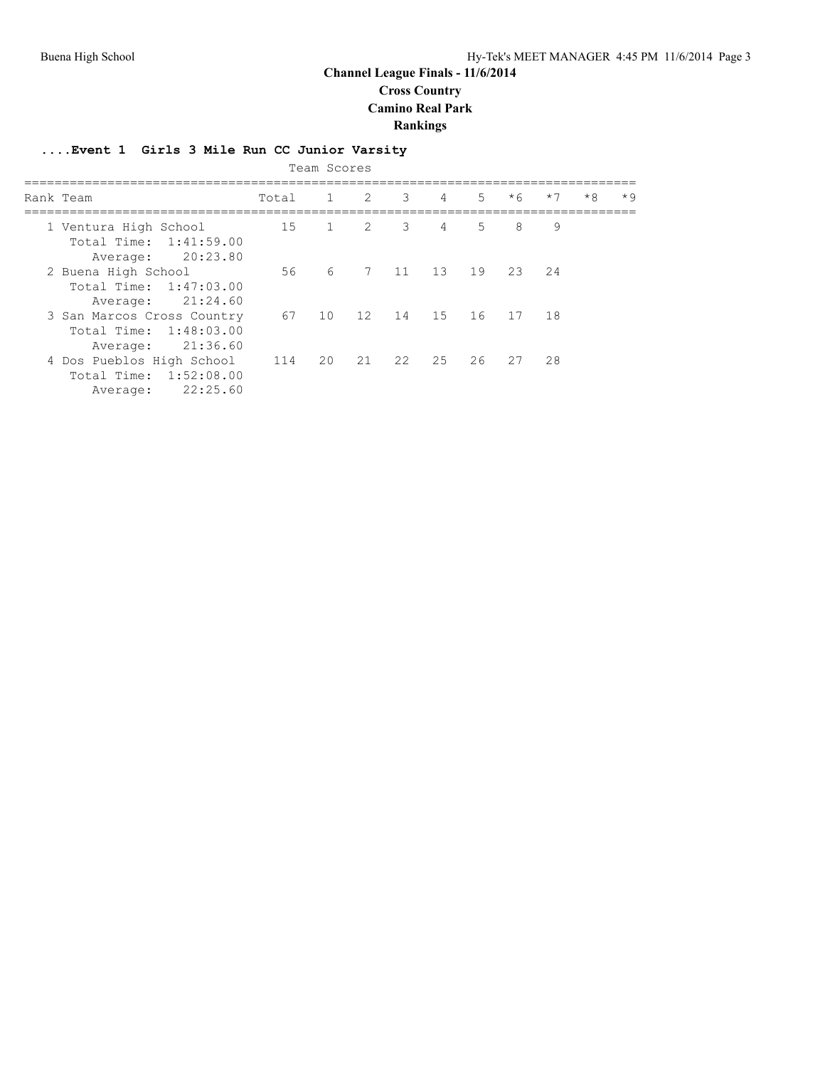# Channel League Finals - 11/6/2014

## Cross Country

## Camino Real Park

## Rankings

### ....Event 1 Girls 3 Mile Run CC Junior Varsity

Team Scores

| Rank | Team | Total | 1 | 2 | 3 | 4 | 5 | *6 | *7 | *8 | *9 |
|---|---|---|---|---|---|---|---|---|---|---|---|
| 1 | Ventura High School | 15 | 1 | 2 | 3 | 4 | 5 | 8 | 9 | | |
| | Total Time: 1:41:59.00 | | | | | | | | | | |
| | Average: 20:23.80 | | | | | | | | | | |
| 2 | Buena High School | 56 | 6 | 7 | 11 | 13 | 19 | 23 | 24 | | |
| | Total Time: 1:47:03.00 | | | | | | | | | | |
| | Average: 21:24.60 | | | | | | | | | | |
| 3 | San Marcos Cross Country | 67 | 10 | 12 | 14 | 15 | 16 | 17 | 18 | | |
| | Total Time: 1:48:03.00 | | | | | | | | | | |
| | Average: 21:36.60 | | | | | | | | | | |
| 4 | Dos Pueblos High School | 114 | 20 | 21 | 22 | 25 | 26 | 27 | 28 | | |
| | Total Time: 1:52:08.00 | | | | | | | | | | |
| | Average: 22:25.60 | | | | | | | | | | |